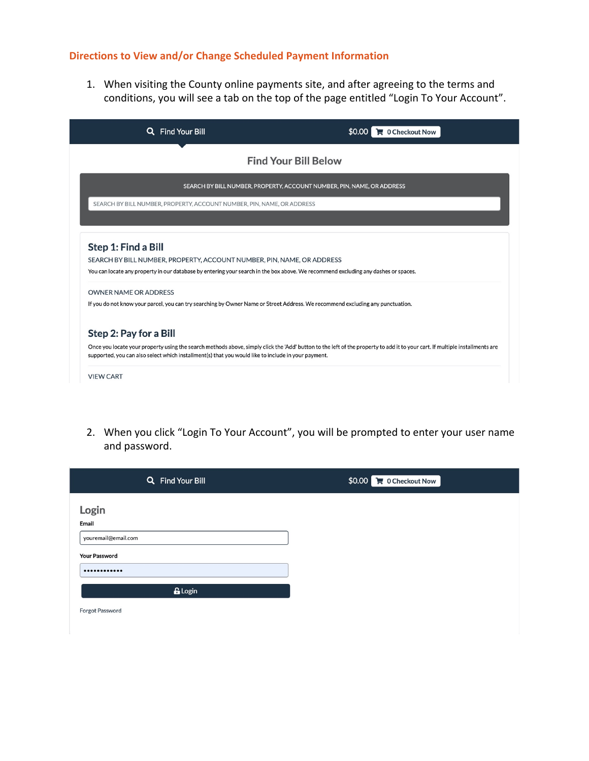## Directions to View and/or Change Scheduled Payment Information

1. When visiting the County online payments site, and after agreeing to the terms and conditions, you will see a tab on the top of the page entitled "Login To Your Account".

Find Your Bill $0.00 0 Checkout Now

Find Your Bill Below

SEARCH BY BILL NUMBER, PROPERTY, ACCOUNT NUMBER, PIN, NAME, OR ADDRESS

SEARCH BY BILL NUMBER, PROPERTY, ACCOUNT NUMBER, PIN, NAME, OR ADDRESS

**Step 1: Find a Bill**

SEARCH BY BILL NUMBER, PROPERTY, ACCOUNT NUMBER, PIN, NAME, OR ADDRESS

You can locate any property in our database by entering your search in the box above. We recommend excluding any dashes or spaces.

OWNER NAME OR ADDRESS

If you do not know your parcel, you can try searching by Owner Name or Street Address. We recommend excluding any punctuation.

**Step 2: Pay for a Bill**

Once you locate your property using the search methods above, simply click the 'Add' button to the left of the property to add it to your cart. If multiple installments are supported, you can also select which installment(s) that you would like to include in your payment.

VIEW CART

2. When you click "Login To Your Account", you will be prompted to enter your user name and password.

Find Your Bill $0.00 0 Checkout Now

Login

Email

youremail@email.com

Your Password

••••••••••••

Login

Forgot Password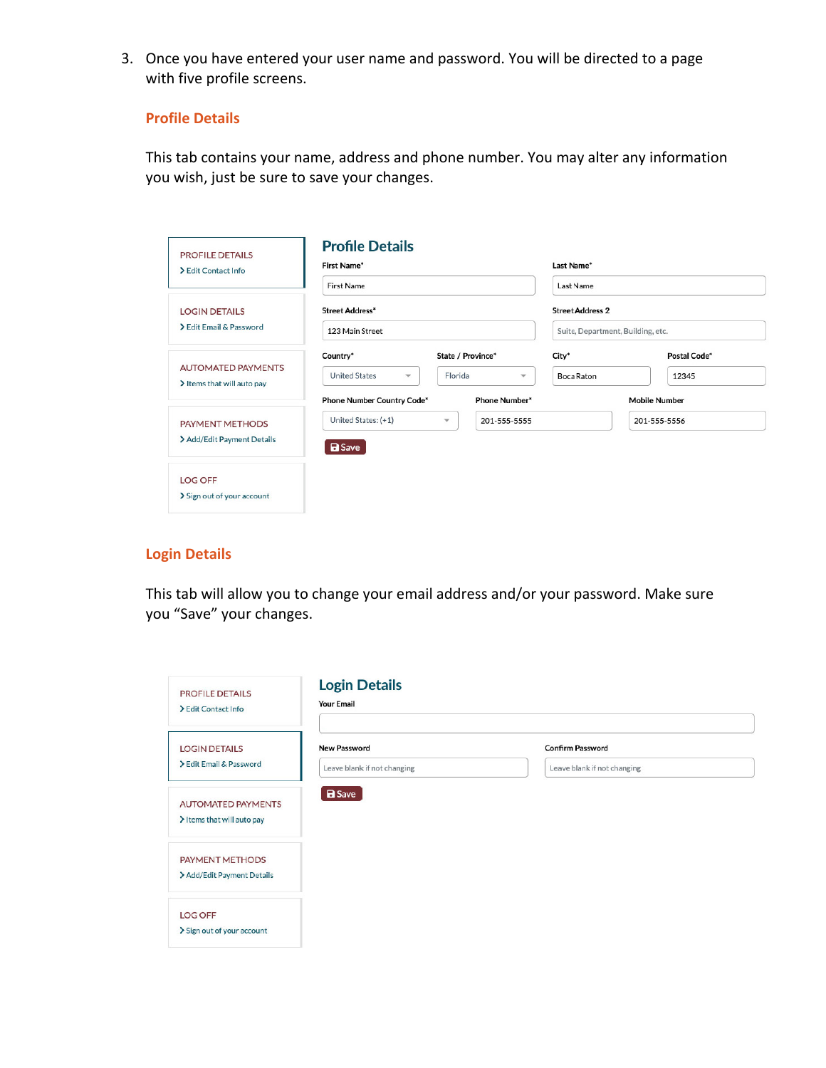3. Once you have entered your user name and password. You will be directed to a page with five profile screens.

   **Profile Details**

   This tab contains your name, address and phone number. You may alter any information you wish, just be sure to save your changes.

   PROFILE DETAILS
   > Edit Contact Info

   LOGIN DETAILS
   > Edit Email & Password

   AUTOMATED PAYMENTS
   > Items that will auto pay

   PAYMENT METHODS
   > Add/Edit Payment Details

   LOG OFF
   > Sign out of your account

   ### Profile Details

   First Name*: First Name
   Last Name*: Last Name
   Street Address*: 123 Main Street
   Street Address 2: Suite, Department, Building, etc.
   Country*: United States
   State / Province*: Florida
   City*: Boca Raton
   Postal Code*: 12345
   Phone Number Country Code*: United States: (+1)
   Phone Number*: 201-555-5555
   Mobile Number: 201-555-5556

   Save

   **Login Details**

   This tab will allow you to change your email address and/or your password. Make sure you "Save" your changes.

   PROFILE DETAILS
   > Edit Contact Info

   LOGIN DETAILS
   > Edit Email & Password

   AUTOMATED PAYMENTS
   > Items that will auto pay

   PAYMENT METHODS
   > Add/Edit Payment Details

   LOG OFF
   > Sign out of your account

   ### Login Details

   Your Email
   New Password: Leave blank if not changing
   Confirm Password: Leave blank if not changing

   Save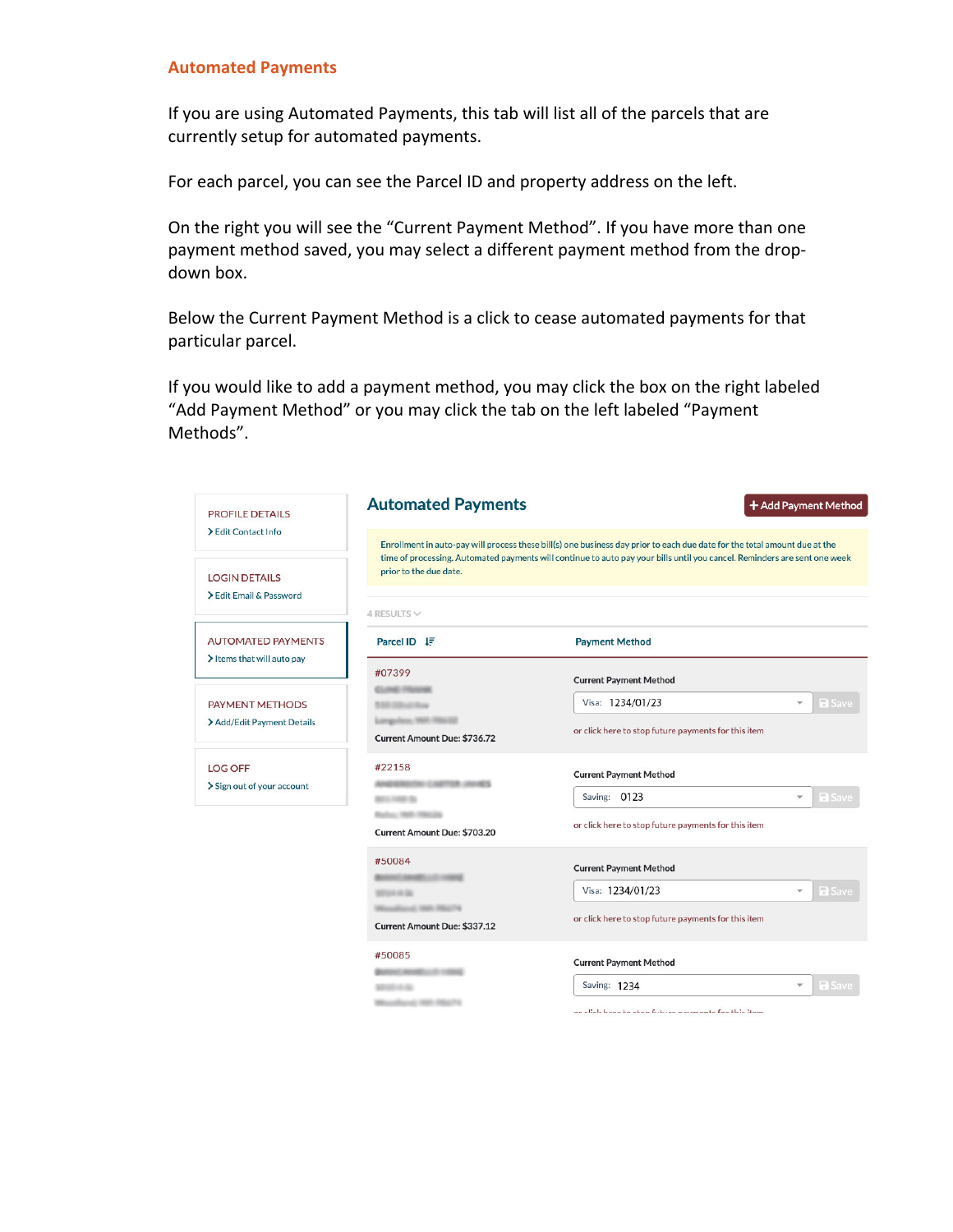## Automated Payments

If you are using Automated Payments, this tab will list all of the parcels that are currently setup for automated payments.

For each parcel, you can see the Parcel ID and property address on the left.

On the right you will see the “Current Payment Method”. If you have more than one payment method saved, you may select a different payment method from the drop-down box.

Below the Current Payment Method is a click to cease automated payments for that particular parcel.

If you would like to add a payment method, you may click the box on the right labeled “Add Payment Method” or you may click the tab on the left labeled “Payment Methods”.

PROFILE DETAILS
> Edit Contact Info

LOGIN DETAILS
> Edit Email & Password

AUTOMATED PAYMENTS
> Items that will auto pay

PAYMENT METHODS
> Add/Edit Payment Details

LOG OFF
> Sign out of your account

### Automated Payments

+ Add Payment Method

Enrollment in auto-pay will process these bill(s) one business day prior to each due date for the total amount due at the time of processing. Automated payments will continue to auto pay your bills until you cancel. Reminders are sent one week prior to the due date.

4 RESULTS

| Parcel ID | Payment Method |
| --- | --- |
| #07399<br>Current Amount Due: $736.72 | Current Payment Method<br>Visa: 1234/01/23 — Save<br>or click here to stop future payments for this item |
| #22158<br>Current Amount Due: $703.20 | Current Payment Method<br>Saving: 0123 — Save<br>or click here to stop future payments for this item |
| #50084<br>Current Amount Due: $337.12 | Current Payment Method<br>Visa: 1234/01/23 — Save<br>or click here to stop future payments for this item |
| #50085 | Current Payment Method<br>Saving: 1234 — Save<br>or click here to stop future payments for this item |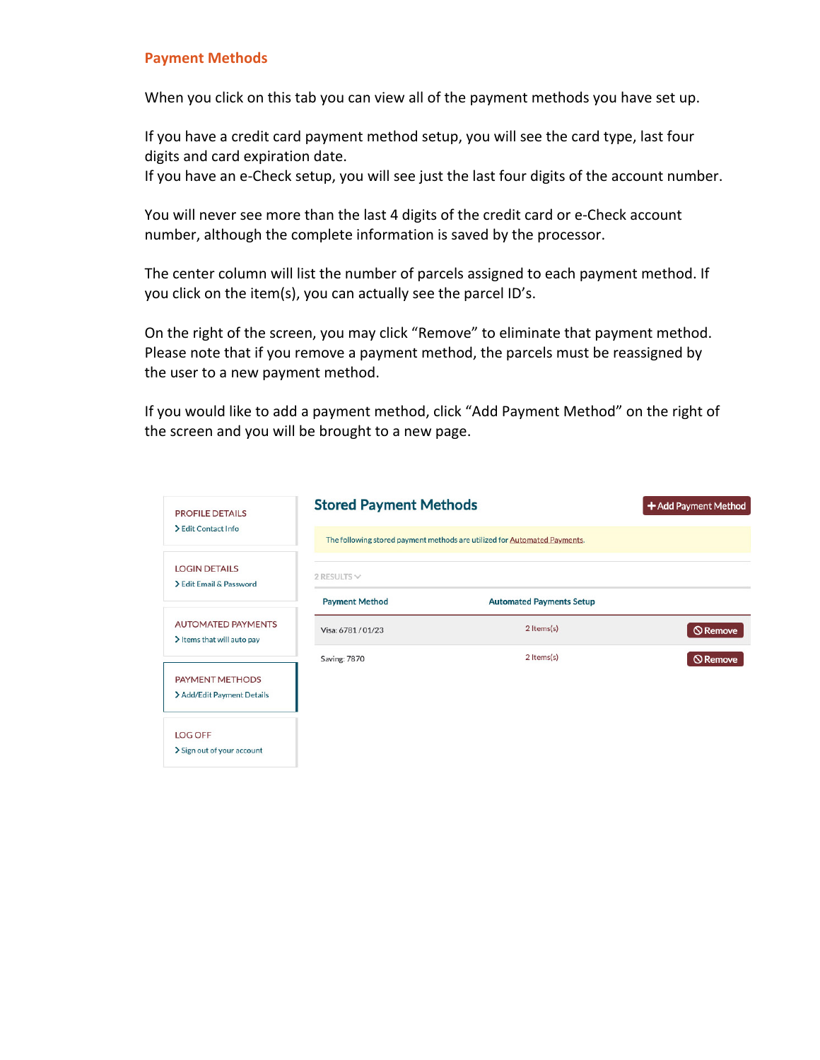## Payment Methods

When you click on this tab you can view all of the payment methods you have set up.

If you have a credit card payment method setup, you will see the card type, last four digits and card expiration date.
If you have an e-Check setup, you will see just the last four digits of the account number.

You will never see more than the last 4 digits of the credit card or e-Check account number, although the complete information is saved by the processor.

The center column will list the number of parcels assigned to each payment method. If you click on the item(s), you can actually see the parcel ID's.

On the right of the screen, you may click "Remove" to eliminate that payment method. Please note that if you remove a payment method, the parcels must be reassigned by the user to a new payment method.

If you would like to add a payment method, click "Add Payment Method" on the right of the screen and you will be brought to a new page.

PROFILE DETAILS
> Edit Contact Info

LOGIN DETAILS
> Edit Email & Password

AUTOMATED PAYMENTS
> Items that will auto pay

PAYMENT METHODS
> Add/Edit Payment Details

LOG OFF
> Sign out of your account

### Stored Payment Methods

+ Add Payment Method

The following stored payment methods are utilized for Automated Payments.

2 RESULTS

| Payment Method | Automated Payments Setup | |
|---|---|---|
| Visa: 6781 / 01/23 | 2 Items(s) | Remove |
| Saving: 7870 | 2 Items(s) | Remove |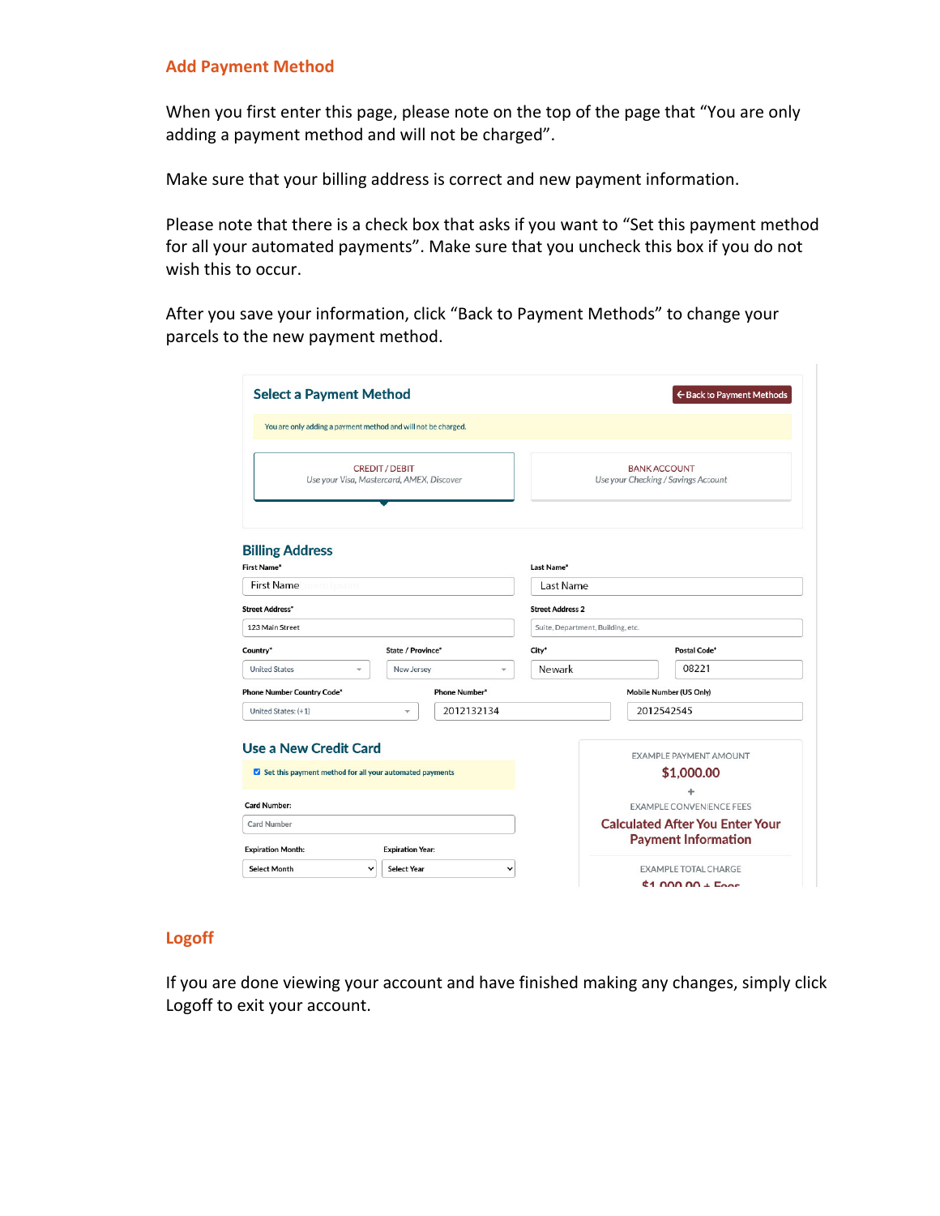## Add Payment Method

When you first enter this page, please note on the top of the page that "You are only adding a payment method and will not be charged".

Make sure that your billing address is correct and new payment information.

Please note that there is a check box that asks if you want to "Set this payment method for all your automated payments". Make sure that you uncheck this box if you do not wish this to occur.

After you save your information, click "Back to Payment Methods" to change your parcels to the new payment method.

Select a Payment Method

← Back to Payment Methods

You are only adding a payment method and will not be charged.

CREDIT / DEBIT
Use your Visa, Mastercard, AMEX, Discover

BANK ACCOUNT
Use your Checking / Savings Account

Billing Address

First Name*
First Name

Last Name*
Last Name

Street Address*
123 Main Street

Street Address 2
Suite, Department, Building, etc.

Country*
United States

State / Province*
New Jersey

City*
Newark

Postal Code*
08221

Phone Number Country Code*
United States: (+1)

Phone Number*
2012132134

Mobile Number (US Only)
2012542545

Use a New Credit Card

☑ Set this payment method for all your automated payments

Card Number:
Card Number

Expiration Month:
Select Month

Expiration Year:
Select Year

EXAMPLE PAYMENT AMOUNT
$1,000.00
+
EXAMPLE CONVENIENCE FEES
Calculated After You Enter Your Payment Information

EXAMPLE TOTAL CHARGE
$1,000.00 + Fees

## Logoff

If you are done viewing your account and have finished making any changes, simply click Logoff to exit your account.